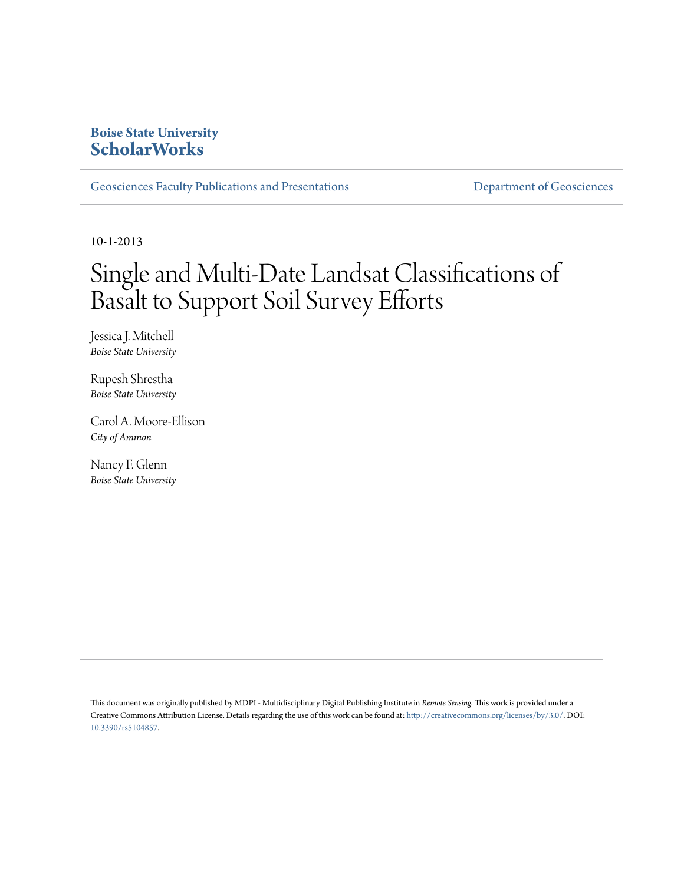**Boise State University**
**ScholarWorks**

Geosciences Faculty Publications and Presentations | Department of Geosciences

10-1-2013

# Single and Multi-Date Landsat Classifications of Basalt to Support Soil Survey Efforts

Jessica J. Mitchell
*Boise State University*

Rupesh Shrestha
*Boise State University*

Carol A. Moore-Ellison
*City of Ammon*

Nancy F. Glenn
*Boise State University*

This document was originally published by MDPI - Multidisciplinary Digital Publishing Institute in *Remote Sensing*. This work is provided under a Creative Commons Attribution License. Details regarding the use of this work can be found at: http://creativecommons.org/licenses/by/3.0/. DOI: 10.3390/rs5104857.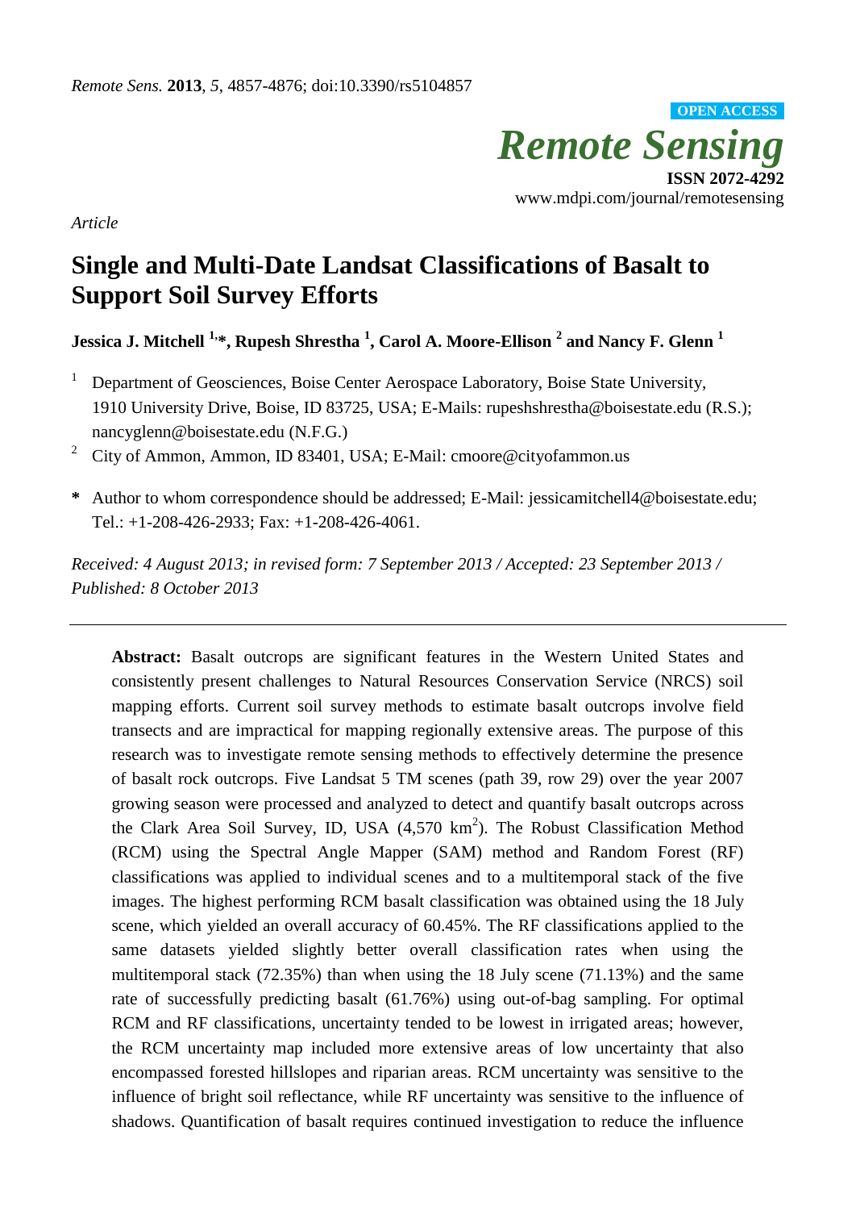*Article*

# Single and Multi-Date Landsat Classifications of Basalt to Support Soil Survey Efforts

**Jessica J. Mitchell [1,]*, Rupesh Shrestha [1], Carol A. Moore-Ellison [2] and Nancy F. Glenn [1]**

[1] Department of Geosciences, Boise Center Aerospace Laboratory, Boise State University, 1910 University Drive, Boise, ID 83725, USA; E-Mails: rupeshshrestha@boisestate.edu (R.S.); nancyglenn@boisestate.edu (N.F.G.)

[2] City of Ammon, Ammon, ID 83401, USA; E-Mail: cmoore@cityofammon.us

**\*** Author to whom correspondence should be addressed; E-Mail: jessicamitchell4@boisestate.edu; Tel.: +1-208-426-2933; Fax: +1-208-426-4061.

*Received: 4 August 2013; in revised form: 7 September 2013 / Accepted: 23 September 2013 / Published: 8 October 2013*

---

**Abstract:** Basalt outcrops are significant features in the Western United States and consistently present challenges to Natural Resources Conservation Service (NRCS) soil mapping efforts. Current soil survey methods to estimate basalt outcrops involve field transects and are impractical for mapping regionally extensive areas. The purpose of this research was to investigate remote sensing methods to effectively determine the presence of basalt rock outcrops. Five Landsat 5 TM scenes (path 39, row 29) over the year 2007 growing season were processed and analyzed to detect and quantify basalt outcrops across the Clark Area Soil Survey, ID, USA (4,570 km$^2$). The Robust Classification Method (RCM) using the Spectral Angle Mapper (SAM) method and Random Forest (RF) classifications was applied to individual scenes and to a multitemporal stack of the five images. The highest performing RCM basalt classification was obtained using the 18 July scene, which yielded an overall accuracy of 60.45%. The RF classifications applied to the same datasets yielded slightly better overall classification rates when using the multitemporal stack (72.35%) than when using the 18 July scene (71.13%) and the same rate of successfully predicting basalt (61.76%) using out-of-bag sampling. For optimal RCM and RF classifications, uncertainty tended to be lowest in irrigated areas; however, the RCM uncertainty map included more extensive areas of low uncertainty that also encompassed forested hillslopes and riparian areas. RCM uncertainty was sensitive to the influence of bright soil reflectance, while RF uncertainty was sensitive to the influence of shadows. Quantification of basalt requires continued investigation to reduce the influence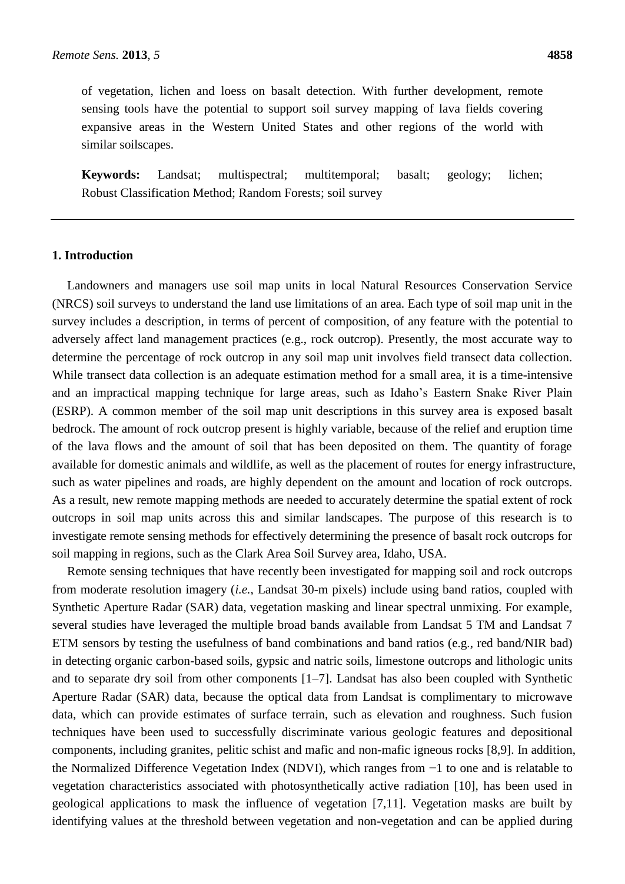of vegetation, lichen and loess on basalt detection. With further development, remote sensing tools have the potential to support soil survey mapping of lava fields covering expansive areas in the Western United States and other regions of the world with similar soilscapes.

**Keywords:** Landsat; multispectral; multitemporal; basalt; geology; lichen; Robust Classification Method; Random Forests; soil survey

## 1. Introduction

Landowners and managers use soil map units in local Natural Resources Conservation Service (NRCS) soil surveys to understand the land use limitations of an area. Each type of soil map unit in the survey includes a description, in terms of percent of composition, of any feature with the potential to adversely affect land management practices (e.g., rock outcrop). Presently, the most accurate way to determine the percentage of rock outcrop in any soil map unit involves field transect data collection. While transect data collection is an adequate estimation method for a small area, it is a time-intensive and an impractical mapping technique for large areas, such as Idaho's Eastern Snake River Plain (ESRP). A common member of the soil map unit descriptions in this survey area is exposed basalt bedrock. The amount of rock outcrop present is highly variable, because of the relief and eruption time of the lava flows and the amount of soil that has been deposited on them. The quantity of forage available for domestic animals and wildlife, as well as the placement of routes for energy infrastructure, such as water pipelines and roads, are highly dependent on the amount and location of rock outcrops. As a result, new remote mapping methods are needed to accurately determine the spatial extent of rock outcrops in soil map units across this and similar landscapes. The purpose of this research is to investigate remote sensing methods for effectively determining the presence of basalt rock outcrops for soil mapping in regions, such as the Clark Area Soil Survey area, Idaho, USA.

Remote sensing techniques that have recently been investigated for mapping soil and rock outcrops from moderate resolution imagery (*i.e.*, Landsat 30-m pixels) include using band ratios, coupled with Synthetic Aperture Radar (SAR) data, vegetation masking and linear spectral unmixing. For example, several studies have leveraged the multiple broad bands available from Landsat 5 TM and Landsat 7 ETM sensors by testing the usefulness of band combinations and band ratios (e.g., red band/NIR bad) in detecting organic carbon-based soils, gypsic and natric soils, limestone outcrops and lithologic units and to separate dry soil from other components [1–7]. Landsat has also been coupled with Synthetic Aperture Radar (SAR) data, because the optical data from Landsat is complimentary to microwave data, which can provide estimates of surface terrain, such as elevation and roughness. Such fusion techniques have been used to successfully discriminate various geologic features and depositional components, including granites, pelitic schist and mafic and non-mafic igneous rocks [8,9]. In addition, the Normalized Difference Vegetation Index (NDVI), which ranges from −1 to one and is relatable to vegetation characteristics associated with photosynthetically active radiation [10], has been used in geological applications to mask the influence of vegetation [7,11]. Vegetation masks are built by identifying values at the threshold between vegetation and non-vegetation and can be applied during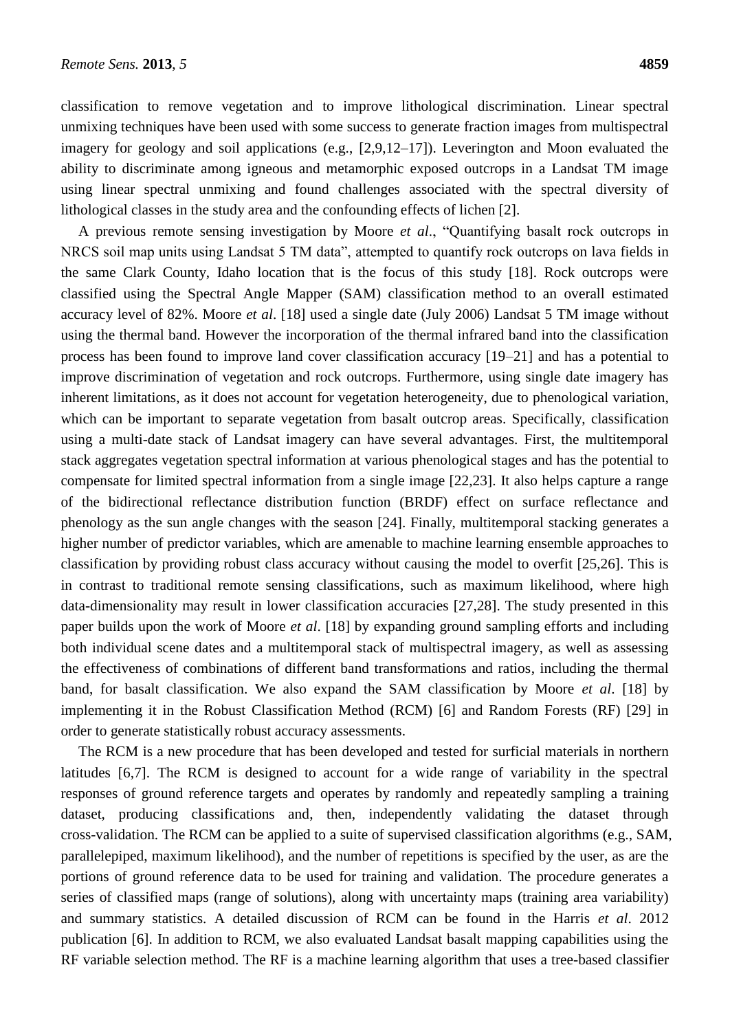classification to remove vegetation and to improve lithological discrimination. Linear spectral unmixing techniques have been used with some success to generate fraction images from multispectral imagery for geology and soil applications (e.g., [2,9,12–17]). Leverington and Moon evaluated the ability to discriminate among igneous and metamorphic exposed outcrops in a Landsat TM image using linear spectral unmixing and found challenges associated with the spectral diversity of lithological classes in the study area and the confounding effects of lichen [2].

A previous remote sensing investigation by Moore *et al*., "Quantifying basalt rock outcrops in NRCS soil map units using Landsat 5 TM data", attempted to quantify rock outcrops on lava fields in the same Clark County, Idaho location that is the focus of this study [18]. Rock outcrops were classified using the Spectral Angle Mapper (SAM) classification method to an overall estimated accuracy level of 82%. Moore *et al*. [18] used a single date (July 2006) Landsat 5 TM image without using the thermal band. However the incorporation of the thermal infrared band into the classification process has been found to improve land cover classification accuracy [19–21] and has a potential to improve discrimination of vegetation and rock outcrops. Furthermore, using single date imagery has inherent limitations, as it does not account for vegetation heterogeneity, due to phenological variation, which can be important to separate vegetation from basalt outcrop areas. Specifically, classification using a multi-date stack of Landsat imagery can have several advantages. First, the multitemporal stack aggregates vegetation spectral information at various phenological stages and has the potential to compensate for limited spectral information from a single image [22,23]. It also helps capture a range of the bidirectional reflectance distribution function (BRDF) effect on surface reflectance and phenology as the sun angle changes with the season [24]. Finally, multitemporal stacking generates a higher number of predictor variables, which are amenable to machine learning ensemble approaches to classification by providing robust class accuracy without causing the model to overfit [25,26]. This is in contrast to traditional remote sensing classifications, such as maximum likelihood, where high data-dimensionality may result in lower classification accuracies [27,28]. The study presented in this paper builds upon the work of Moore *et al*. [18] by expanding ground sampling efforts and including both individual scene dates and a multitemporal stack of multispectral imagery, as well as assessing the effectiveness of combinations of different band transformations and ratios, including the thermal band, for basalt classification. We also expand the SAM classification by Moore *et al*. [18] by implementing it in the Robust Classification Method (RCM) [6] and Random Forests (RF) [29] in order to generate statistically robust accuracy assessments.

The RCM is a new procedure that has been developed and tested for surficial materials in northern latitudes [6,7]. The RCM is designed to account for a wide range of variability in the spectral responses of ground reference targets and operates by randomly and repeatedly sampling a training dataset, producing classifications and, then, independently validating the dataset through cross-validation. The RCM can be applied to a suite of supervised classification algorithms (e.g., SAM, parallelepiped, maximum likelihood), and the number of repetitions is specified by the user, as are the portions of ground reference data to be used for training and validation. The procedure generates a series of classified maps (range of solutions), along with uncertainty maps (training area variability) and summary statistics. A detailed discussion of RCM can be found in the Harris *et al*. 2012 publication [6]. In addition to RCM, we also evaluated Landsat basalt mapping capabilities using the RF variable selection method. The RF is a machine learning algorithm that uses a tree-based classifier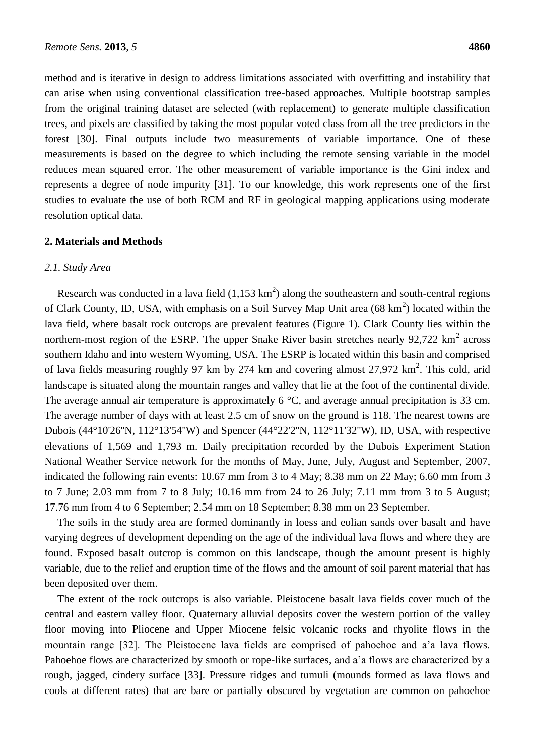method and is iterative in design to address limitations associated with overfitting and instability that can arise when using conventional classification tree-based approaches. Multiple bootstrap samples from the original training dataset are selected (with replacement) to generate multiple classification trees, and pixels are classified by taking the most popular voted class from all the tree predictors in the forest [30]. Final outputs include two measurements of variable importance. One of these measurements is based on the degree to which including the remote sensing variable in the model reduces mean squared error. The other measurement of variable importance is the Gini index and represents a degree of node impurity [31]. To our knowledge, this work represents one of the first studies to evaluate the use of both RCM and RF in geological mapping applications using moderate resolution optical data.

## 2. Materials and Methods

### 2.1. Study Area

Research was conducted in a lava field (1,153 km$^2$) along the southeastern and south-central regions of Clark County, ID, USA, with emphasis on a Soil Survey Map Unit area (68 km$^2$) located within the lava field, where basalt rock outcrops are prevalent features (Figure 1). Clark County lies within the northern-most region of the ESRP. The upper Snake River basin stretches nearly 92,722 km$^2$ across southern Idaho and into western Wyoming, USA. The ESRP is located within this basin and comprised of lava fields measuring roughly 97 km by 274 km and covering almost 27,972 km$^2$. This cold, arid landscape is situated along the mountain ranges and valley that lie at the foot of the continental divide. The average annual air temperature is approximately 6 °C, and average annual precipitation is 33 cm. The average number of days with at least 2.5 cm of snow on the ground is 118. The nearest towns are Dubois (44°10'26"N, 112°13'54"W) and Spencer (44°22'2"N, 112°11'32"W), ID, USA, with respective elevations of 1,569 and 1,793 m. Daily precipitation recorded by the Dubois Experiment Station National Weather Service network for the months of May, June, July, August and September, 2007, indicated the following rain events: 10.67 mm from 3 to 4 May; 8.38 mm on 22 May; 6.60 mm from 3 to 7 June; 2.03 mm from 7 to 8 July; 10.16 mm from 24 to 26 July; 7.11 mm from 3 to 5 August; 17.76 mm from 4 to 6 September; 2.54 mm on 18 September; 8.38 mm on 23 September.

The soils in the study area are formed dominantly in loess and eolian sands over basalt and have varying degrees of development depending on the age of the individual lava flows and where they are found. Exposed basalt outcrop is common on this landscape, though the amount present is highly variable, due to the relief and eruption time of the flows and the amount of soil parent material that has been deposited over them.

The extent of the rock outcrops is also variable. Pleistocene basalt lava fields cover much of the central and eastern valley floor. Quaternary alluvial deposits cover the western portion of the valley floor moving into Pliocene and Upper Miocene felsic volcanic rocks and rhyolite flows in the mountain range [32]. The Pleistocene lava fields are comprised of pahoehoe and a'a lava flows. Pahoehoe flows are characterized by smooth or rope-like surfaces, and a'a flows are characterized by a rough, jagged, cindery surface [33]. Pressure ridges and tumuli (mounds formed as lava flows and cools at different rates) that are bare or partially obscured by vegetation are common on pahoehoe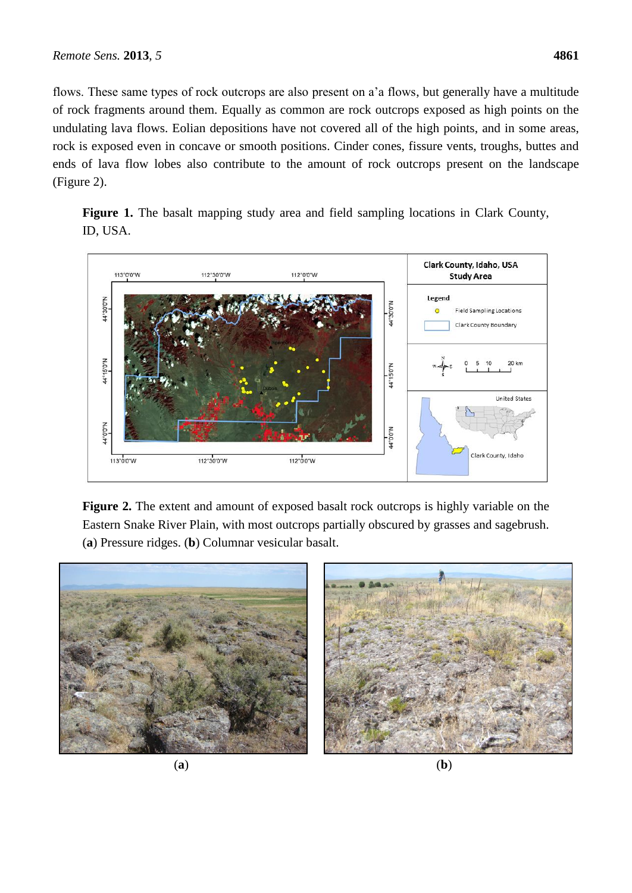flows. These same types of rock outcrops are also present on a'a flows, but generally have a multitude of rock fragments around them. Equally as common are rock outcrops exposed as high points on the undulating lava flows. Eolian depositions have not covered all of the high points, and in some areas, rock is exposed even in concave or smooth positions. Cinder cones, fissure vents, troughs, buttes and ends of lava flow lobes also contribute to the amount of rock outcrops present on the landscape (Figure 2).

**Figure 1.** The basalt mapping study area and field sampling locations in Clark County, ID, USA.

**Figure 2.** The extent and amount of exposed basalt rock outcrops is highly variable on the Eastern Snake River Plain, with most outcrops partially obscured by grasses and sagebrush. (**a**) Pressure ridges. (**b**) Columnar vesicular basalt.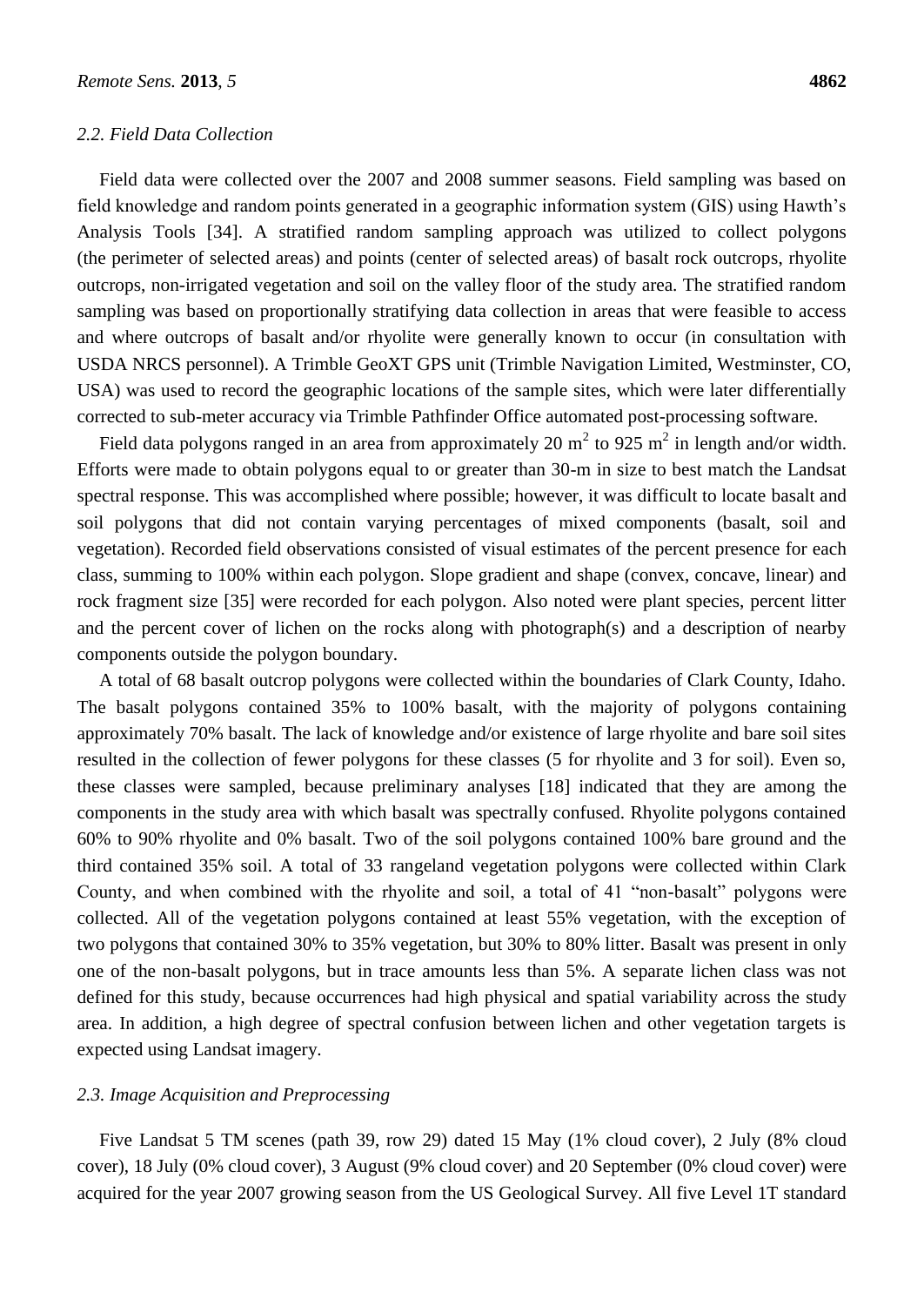### 2.2. Field Data Collection

Field data were collected over the 2007 and 2008 summer seasons. Field sampling was based on field knowledge and random points generated in a geographic information system (GIS) using Hawth's Analysis Tools [34]. A stratified random sampling approach was utilized to collect polygons (the perimeter of selected areas) and points (center of selected areas) of basalt rock outcrops, rhyolite outcrops, non-irrigated vegetation and soil on the valley floor of the study area. The stratified random sampling was based on proportionally stratifying data collection in areas that were feasible to access and where outcrops of basalt and/or rhyolite were generally known to occur (in consultation with USDA NRCS personnel). A Trimble GeoXT GPS unit (Trimble Navigation Limited, Westminster, CO, USA) was used to record the geographic locations of the sample sites, which were later differentially corrected to sub-meter accuracy via Trimble Pathfinder Office automated post-processing software.

Field data polygons ranged in an area from approximately 20 $m^2$ to 925 $m^2$ in length and/or width. Efforts were made to obtain polygons equal to or greater than 30-m in size to best match the Landsat spectral response. This was accomplished where possible; however, it was difficult to locate basalt and soil polygons that did not contain varying percentages of mixed components (basalt, soil and vegetation). Recorded field observations consisted of visual estimates of the percent presence for each class, summing to 100% within each polygon. Slope gradient and shape (convex, concave, linear) and rock fragment size [35] were recorded for each polygon. Also noted were plant species, percent litter and the percent cover of lichen on the rocks along with photograph(s) and a description of nearby components outside the polygon boundary.

A total of 68 basalt outcrop polygons were collected within the boundaries of Clark County, Idaho. The basalt polygons contained 35% to 100% basalt, with the majority of polygons containing approximately 70% basalt. The lack of knowledge and/or existence of large rhyolite and bare soil sites resulted in the collection of fewer polygons for these classes (5 for rhyolite and 3 for soil). Even so, these classes were sampled, because preliminary analyses [18] indicated that they are among the components in the study area with which basalt was spectrally confused. Rhyolite polygons contained 60% to 90% rhyolite and 0% basalt. Two of the soil polygons contained 100% bare ground and the third contained 35% soil. A total of 33 rangeland vegetation polygons were collected within Clark County, and when combined with the rhyolite and soil, a total of 41 "non-basalt" polygons were collected. All of the vegetation polygons contained at least 55% vegetation, with the exception of two polygons that contained 30% to 35% vegetation, but 30% to 80% litter. Basalt was present in only one of the non-basalt polygons, but in trace amounts less than 5%. A separate lichen class was not defined for this study, because occurrences had high physical and spatial variability across the study area. In addition, a high degree of spectral confusion between lichen and other vegetation targets is expected using Landsat imagery.

### 2.3. Image Acquisition and Preprocessing

Five Landsat 5 TM scenes (path 39, row 29) dated 15 May (1% cloud cover), 2 July (8% cloud cover), 18 July (0% cloud cover), 3 August (9% cloud cover) and 20 September (0% cloud cover) were acquired for the year 2007 growing season from the US Geological Survey. All five Level 1T standard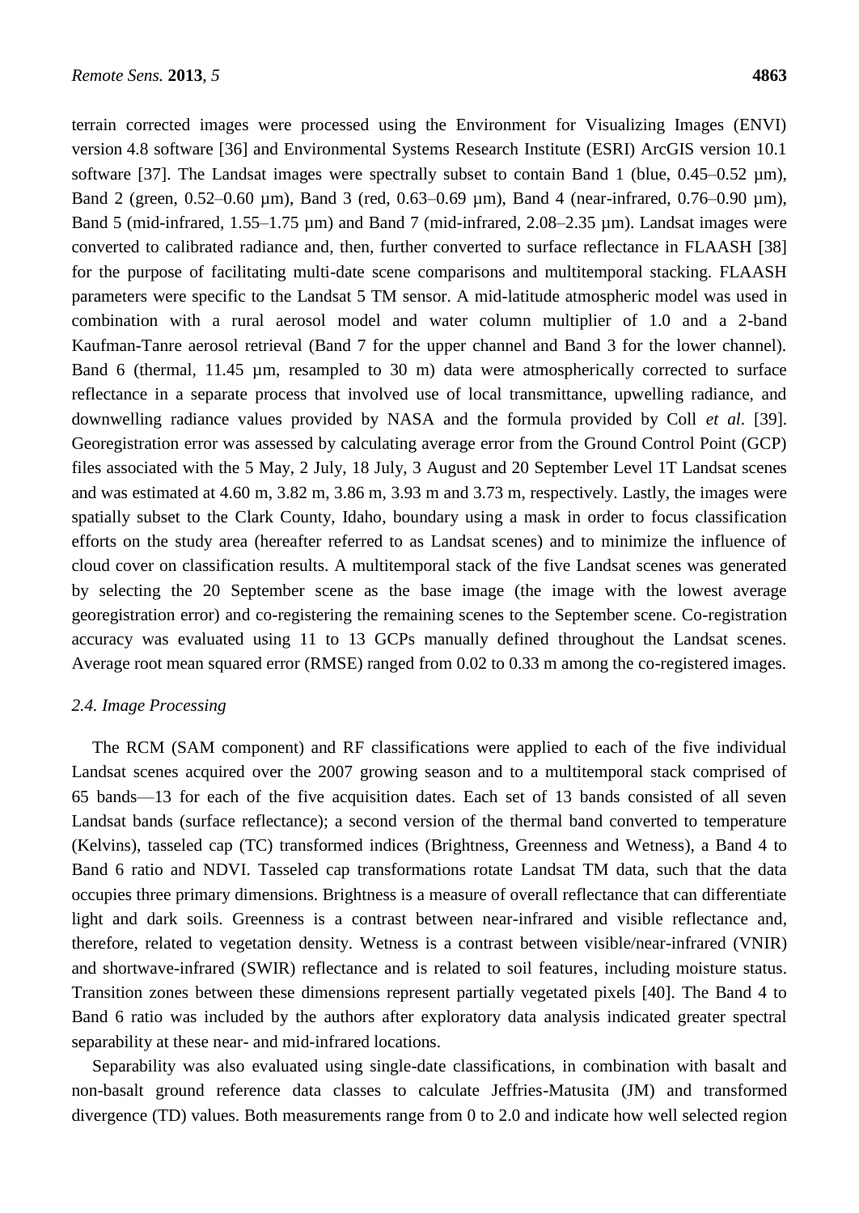terrain corrected images were processed using the Environment for Visualizing Images (ENVI) version 4.8 software [36] and Environmental Systems Research Institute (ESRI) ArcGIS version 10.1 software [37]. The Landsat images were spectrally subset to contain Band 1 (blue, 0.45–0.52 µm), Band 2 (green, 0.52–0.60 µm), Band 3 (red, 0.63–0.69 µm), Band 4 (near-infrared, 0.76–0.90 µm), Band 5 (mid-infrared, 1.55–1.75 µm) and Band 7 (mid-infrared, 2.08–2.35 µm). Landsat images were converted to calibrated radiance and, then, further converted to surface reflectance in FLAASH [38] for the purpose of facilitating multi-date scene comparisons and multitemporal stacking. FLAASH parameters were specific to the Landsat 5 TM sensor. A mid-latitude atmospheric model was used in combination with a rural aerosol model and water column multiplier of 1.0 and a 2-band Kaufman-Tanre aerosol retrieval (Band 7 for the upper channel and Band 3 for the lower channel). Band 6 (thermal, 11.45 µm, resampled to 30 m) data were atmospherically corrected to surface reflectance in a separate process that involved use of local transmittance, upwelling radiance, and downwelling radiance values provided by NASA and the formula provided by Coll *et al*. [39]. Georegistration error was assessed by calculating average error from the Ground Control Point (GCP) files associated with the 5 May, 2 July, 18 July, 3 August and 20 September Level 1T Landsat scenes and was estimated at 4.60 m, 3.82 m, 3.86 m, 3.93 m and 3.73 m, respectively. Lastly, the images were spatially subset to the Clark County, Idaho, boundary using a mask in order to focus classification efforts on the study area (hereafter referred to as Landsat scenes) and to minimize the influence of cloud cover on classification results. A multitemporal stack of the five Landsat scenes was generated by selecting the 20 September scene as the base image (the image with the lowest average georegistration error) and co-registering the remaining scenes to the September scene. Co-registration accuracy was evaluated using 11 to 13 GCPs manually defined throughout the Landsat scenes. Average root mean squared error (RMSE) ranged from 0.02 to 0.33 m among the co-registered images.

### *2.4. Image Processing*

The RCM (SAM component) and RF classifications were applied to each of the five individual Landsat scenes acquired over the 2007 growing season and to a multitemporal stack comprised of 65 bands—13 for each of the five acquisition dates. Each set of 13 bands consisted of all seven Landsat bands (surface reflectance); a second version of the thermal band converted to temperature (Kelvins), tasseled cap (TC) transformed indices (Brightness, Greenness and Wetness), a Band 4 to Band 6 ratio and NDVI. Tasseled cap transformations rotate Landsat TM data, such that the data occupies three primary dimensions. Brightness is a measure of overall reflectance that can differentiate light and dark soils. Greenness is a contrast between near-infrared and visible reflectance and, therefore, related to vegetation density. Wetness is a contrast between visible/near-infrared (VNIR) and shortwave-infrared (SWIR) reflectance and is related to soil features, including moisture status. Transition zones between these dimensions represent partially vegetated pixels [40]. The Band 4 to Band 6 ratio was included by the authors after exploratory data analysis indicated greater spectral separability at these near- and mid-infrared locations.

Separability was also evaluated using single-date classifications, in combination with basalt and non-basalt ground reference data classes to calculate Jeffries-Matusita (JM) and transformed divergence (TD) values. Both measurements range from 0 to 2.0 and indicate how well selected region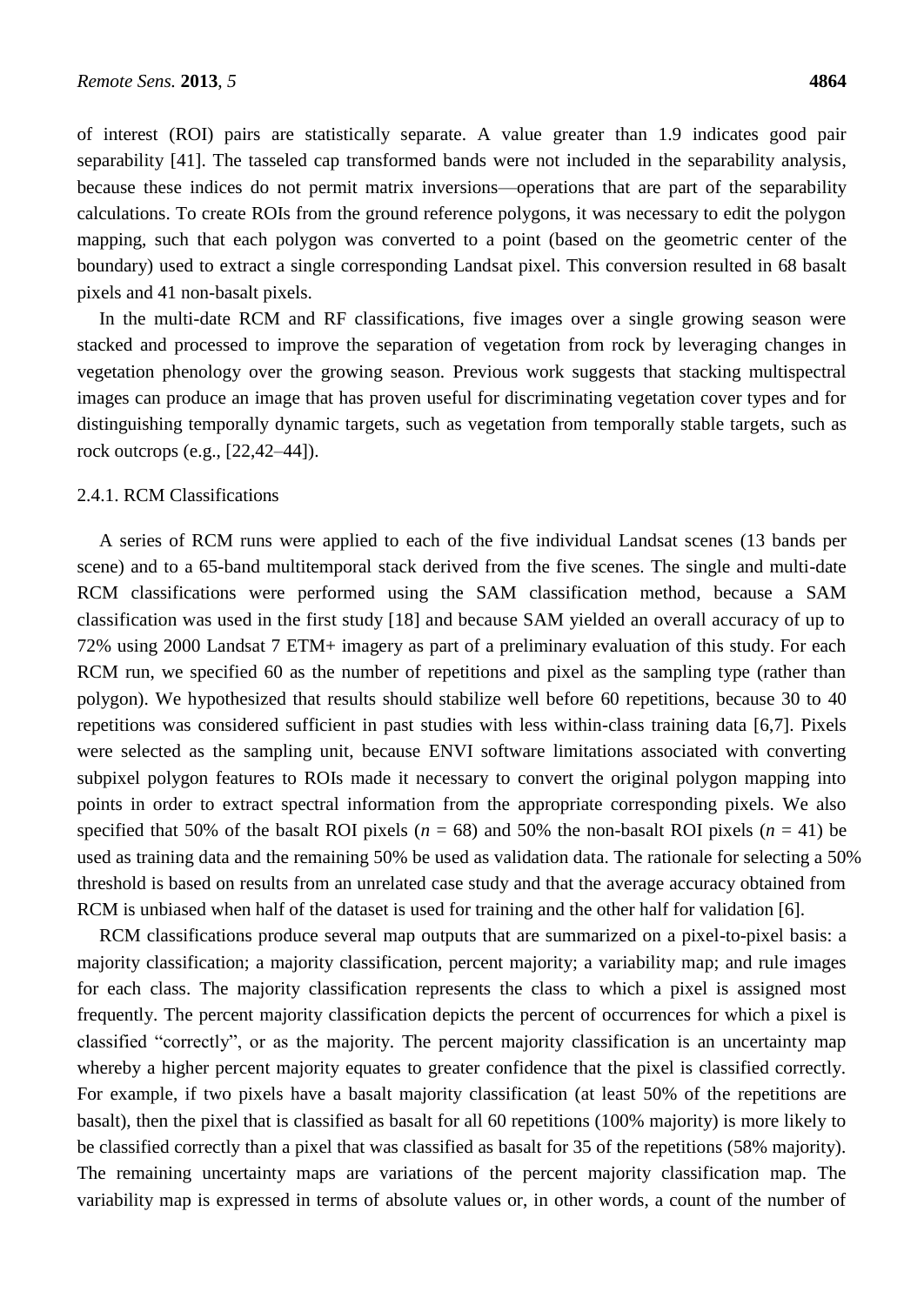of interest (ROI) pairs are statistically separate. A value greater than 1.9 indicates good pair separability [41]. The tasseled cap transformed bands were not included in the separability analysis, because these indices do not permit matrix inversions—operations that are part of the separability calculations. To create ROIs from the ground reference polygons, it was necessary to edit the polygon mapping, such that each polygon was converted to a point (based on the geometric center of the boundary) used to extract a single corresponding Landsat pixel. This conversion resulted in 68 basalt pixels and 41 non-basalt pixels.

In the multi-date RCM and RF classifications, five images over a single growing season were stacked and processed to improve the separation of vegetation from rock by leveraging changes in vegetation phenology over the growing season. Previous work suggests that stacking multispectral images can produce an image that has proven useful for discriminating vegetation cover types and for distinguishing temporally dynamic targets, such as vegetation from temporally stable targets, such as rock outcrops (e.g., [22,42–44]).

### 2.4.1. RCM Classifications

A series of RCM runs were applied to each of the five individual Landsat scenes (13 bands per scene) and to a 65-band multitemporal stack derived from the five scenes. The single and multi-date RCM classifications were performed using the SAM classification method, because a SAM classification was used in the first study [18] and because SAM yielded an overall accuracy of up to 72% using 2000 Landsat 7 ETM+ imagery as part of a preliminary evaluation of this study. For each RCM run, we specified 60 as the number of repetitions and pixel as the sampling type (rather than polygon). We hypothesized that results should stabilize well before 60 repetitions, because 30 to 40 repetitions was considered sufficient in past studies with less within-class training data [6,7]. Pixels were selected as the sampling unit, because ENVI software limitations associated with converting subpixel polygon features to ROIs made it necessary to convert the original polygon mapping into points in order to extract spectral information from the appropriate corresponding pixels. We also specified that 50% of the basalt ROI pixels ($n$ = 68) and 50% the non-basalt ROI pixels ($n$ = 41) be used as training data and the remaining 50% be used as validation data. The rationale for selecting a 50% threshold is based on results from an unrelated case study and that the average accuracy obtained from RCM is unbiased when half of the dataset is used for training and the other half for validation [6].

RCM classifications produce several map outputs that are summarized on a pixel-to-pixel basis: a majority classification; a majority classification, percent majority; a variability map; and rule images for each class. The majority classification represents the class to which a pixel is assigned most frequently. The percent majority classification depicts the percent of occurrences for which a pixel is classified "correctly", or as the majority. The percent majority classification is an uncertainty map whereby a higher percent majority equates to greater confidence that the pixel is classified correctly. For example, if two pixels have a basalt majority classification (at least 50% of the repetitions are basalt), then the pixel that is classified as basalt for all 60 repetitions (100% majority) is more likely to be classified correctly than a pixel that was classified as basalt for 35 of the repetitions (58% majority). The remaining uncertainty maps are variations of the percent majority classification map. The variability map is expressed in terms of absolute values or, in other words, a count of the number of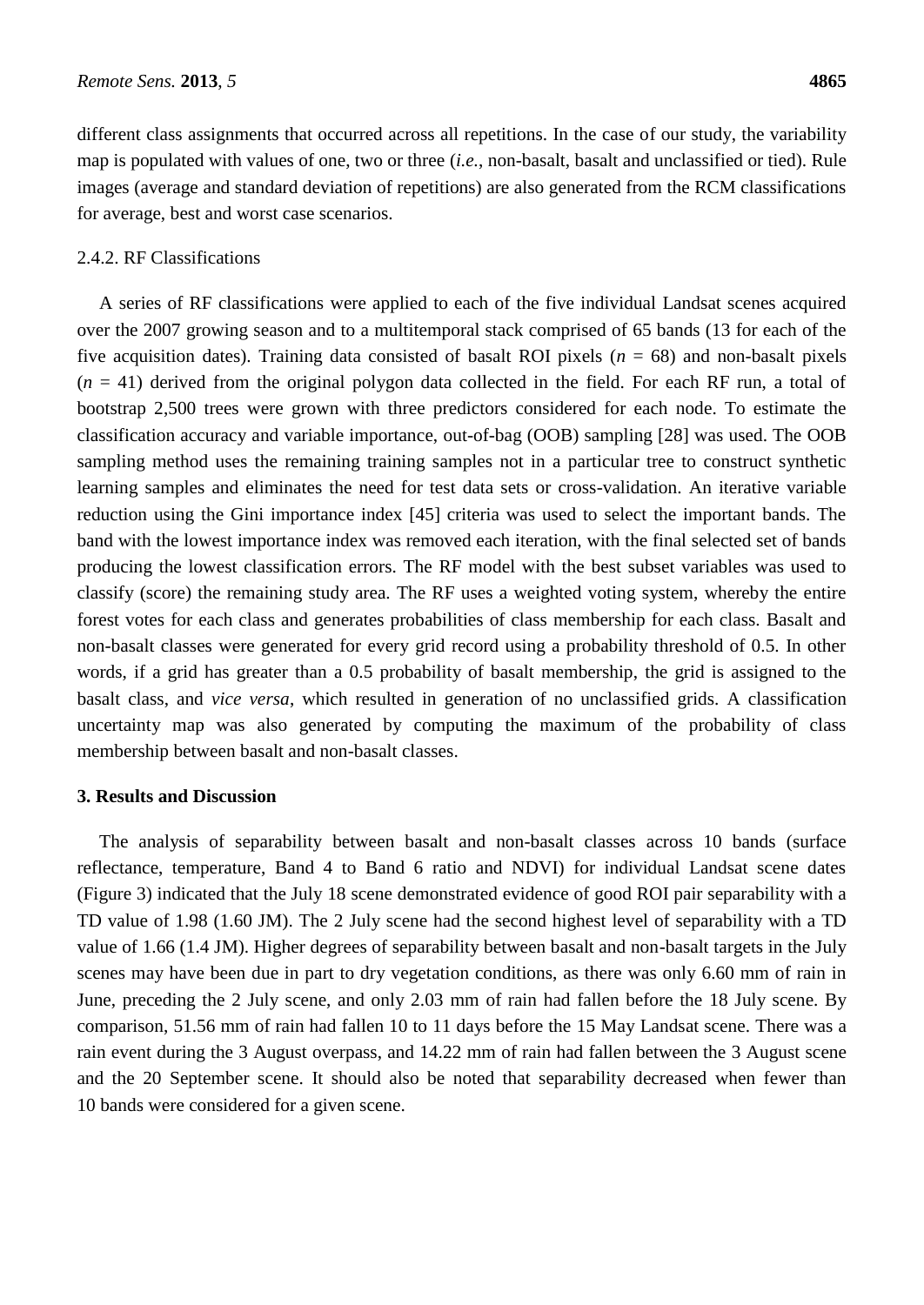different class assignments that occurred across all repetitions. In the case of our study, the variability map is populated with values of one, two or three (*i.e.*, non-basalt, basalt and unclassified or tied). Rule images (average and standard deviation of repetitions) are also generated from the RCM classifications for average, best and worst case scenarios.

#### 2.4.2. RF Classifications

A series of RF classifications were applied to each of the five individual Landsat scenes acquired over the 2007 growing season and to a multitemporal stack comprised of 65 bands (13 for each of the five acquisition dates). Training data consisted of basalt ROI pixels ($n$ = 68) and non-basalt pixels ($n$ = 41) derived from the original polygon data collected in the field. For each RF run, a total of bootstrap 2,500 trees were grown with three predictors considered for each node. To estimate the classification accuracy and variable importance, out-of-bag (OOB) sampling [28] was used. The OOB sampling method uses the remaining training samples not in a particular tree to construct synthetic learning samples and eliminates the need for test data sets or cross-validation. An iterative variable reduction using the Gini importance index [45] criteria was used to select the important bands. The band with the lowest importance index was removed each iteration, with the final selected set of bands producing the lowest classification errors. The RF model with the best subset variables was used to classify (score) the remaining study area. The RF uses a weighted voting system, whereby the entire forest votes for each class and generates probabilities of class membership for each class. Basalt and non-basalt classes were generated for every grid record using a probability threshold of 0.5. In other words, if a grid has greater than a 0.5 probability of basalt membership, the grid is assigned to the basalt class, and *vice versa*, which resulted in generation of no unclassified grids. A classification uncertainty map was also generated by computing the maximum of the probability of class membership between basalt and non-basalt classes.

## 3. Results and Discussion

The analysis of separability between basalt and non-basalt classes across 10 bands (surface reflectance, temperature, Band 4 to Band 6 ratio and NDVI) for individual Landsat scene dates (Figure 3) indicated that the July 18 scene demonstrated evidence of good ROI pair separability with a TD value of 1.98 (1.60 JM). The 2 July scene had the second highest level of separability with a TD value of 1.66 (1.4 JM). Higher degrees of separability between basalt and non-basalt targets in the July scenes may have been due in part to dry vegetation conditions, as there was only 6.60 mm of rain in June, preceding the 2 July scene, and only 2.03 mm of rain had fallen before the 18 July scene. By comparison, 51.56 mm of rain had fallen 10 to 11 days before the 15 May Landsat scene. There was a rain event during the 3 August overpass, and 14.22 mm of rain had fallen between the 3 August scene and the 20 September scene. It should also be noted that separability decreased when fewer than 10 bands were considered for a given scene.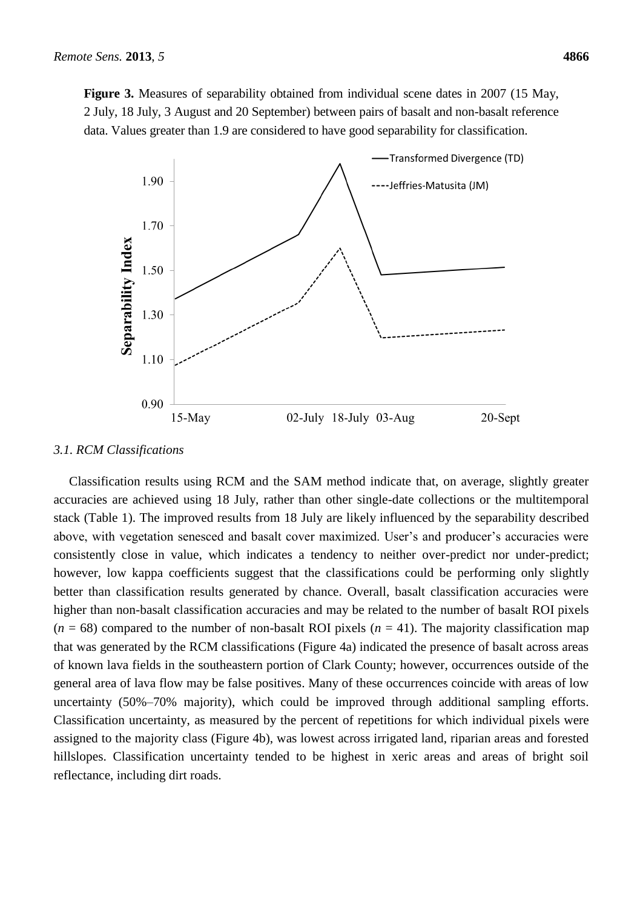**Figure 3.** Measures of separability obtained from individual scene dates in 2007 (15 May, 2 July, 18 July, 3 August and 20 September) between pairs of basalt and non-basalt reference data. Values greater than 1.9 are considered to have good separability for classification.

### 3.1. RCM Classifications

Classification results using RCM and the SAM method indicate that, on average, slightly greater accuracies are achieved using 18 July, rather than other single-date collections or the multitemporal stack (Table 1). The improved results from 18 July are likely influenced by the separability described above, with vegetation senesced and basalt cover maximized. User's and producer's accuracies were consistently close in value, which indicates a tendency to neither over-predict nor under-predict; however, low kappa coefficients suggest that the classifications could be performing only slightly better than classification results generated by chance. Overall, basalt classification accuracies were higher than non-basalt classification accuracies and may be related to the number of basalt ROI pixels ($n$ = 68) compared to the number of non-basalt ROI pixels ($n$ = 41). The majority classification map that was generated by the RCM classifications (Figure 4a) indicated the presence of basalt across areas of known lava fields in the southeastern portion of Clark County; however, occurrences outside of the general area of lava flow may be false positives. Many of these occurrences coincide with areas of low uncertainty (50%–70% majority), which could be improved through additional sampling efforts. Classification uncertainty, as measured by the percent of repetitions for which individual pixels were assigned to the majority class (Figure 4b), was lowest across irrigated land, riparian areas and forested hillslopes. Classification uncertainty tended to be highest in xeric areas and areas of bright soil reflectance, including dirt roads.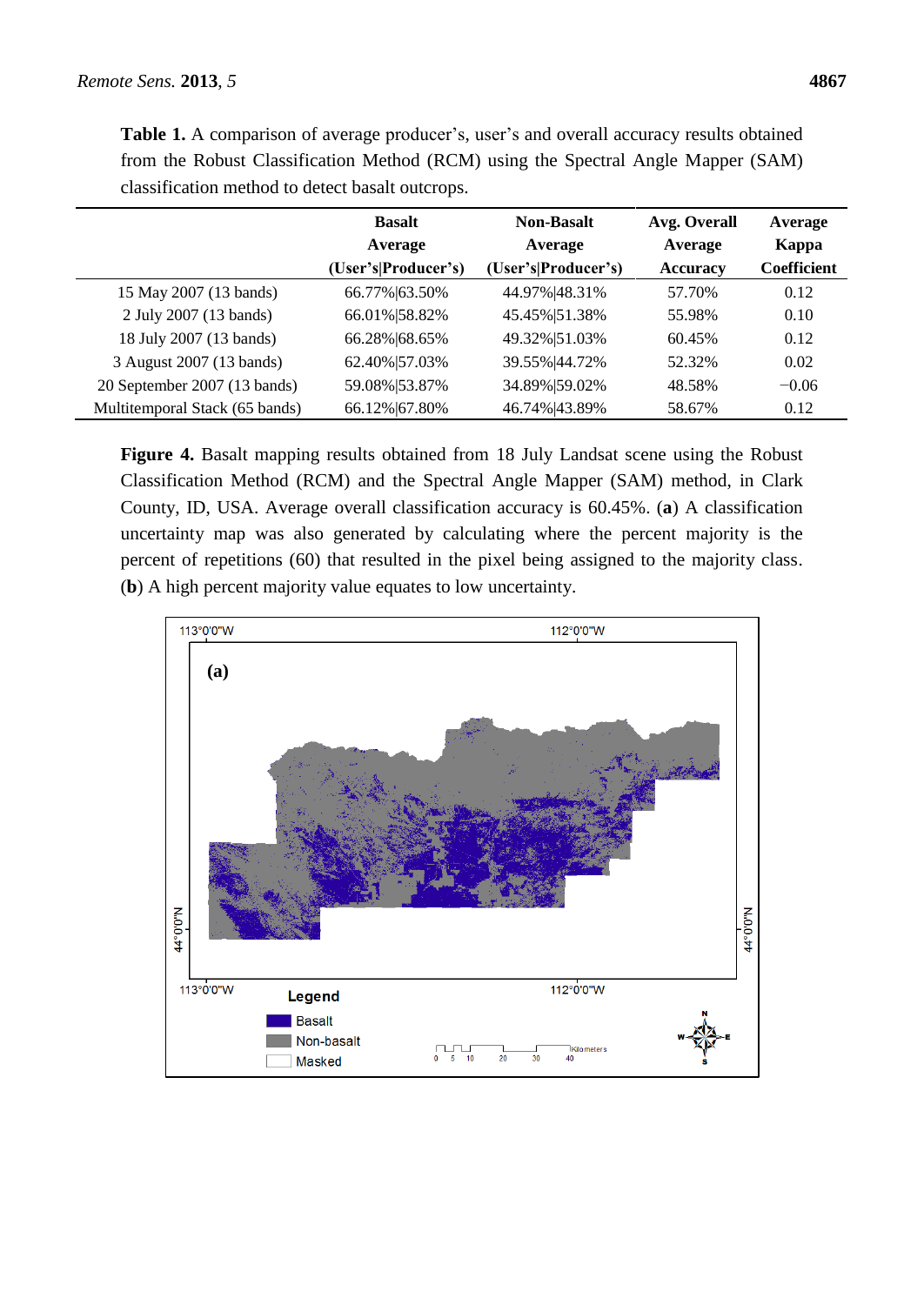**Table 1.** A comparison of average producer's, user's and overall accuracy results obtained from the Robust Classification Method (RCM) using the Spectral Angle Mapper (SAM) classification method to detect basalt outcrops.

| | Basalt Average (User's\|Producer's) | Non-Basalt Average (User's\|Producer's) | Avg. Overall Average Accuracy | Average Kappa Coefficient |
|---|---|---|---|---|
| 15 May 2007 (13 bands) | 66.77%\|63.50% | 44.97%\|48.31% | 57.70% | 0.12 |
| 2 July 2007 (13 bands) | 66.01%\|58.82% | 45.45%\|51.38% | 55.98% | 0.10 |
| 18 July 2007 (13 bands) | 66.28%\|68.65% | 49.32%\|51.03% | 60.45% | 0.12 |
| 3 August 2007 (13 bands) | 62.40%\|57.03% | 39.55%\|44.72% | 52.32% | 0.02 |
| 20 September 2007 (13 bands) | 59.08%\|53.87% | 34.89%\|59.02% | 48.58% | −0.06 |
| Multitemporal Stack (65 bands) | 66.12%\|67.80% | 46.74%\|43.89% | 58.67% | 0.12 |

**Figure 4.** Basalt mapping results obtained from 18 July Landsat scene using the Robust Classification Method (RCM) and the Spectral Angle Mapper (SAM) method, in Clark County, ID, USA. Average overall classification accuracy is 60.45%. (**a**) A classification uncertainty map was also generated by calculating where the percent majority is the percent of repetitions (60) that resulted in the pixel being assigned to the majority class. (**b**) A high percent majority value equates to low uncertainty.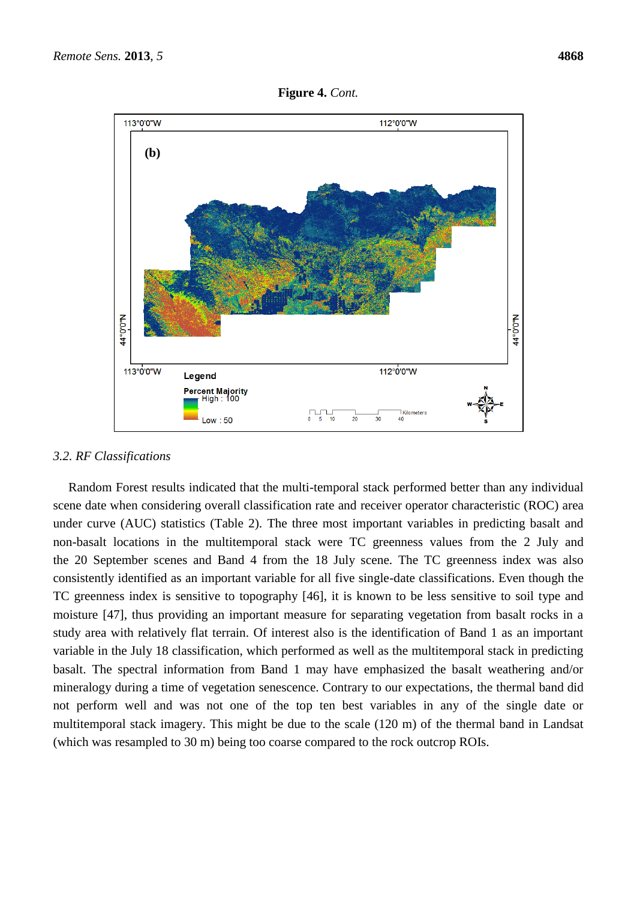**Figure 4.** *Cont.*

### 3.2. RF Classifications

Random Forest results indicated that the multi-temporal stack performed better than any individual scene date when considering overall classification rate and receiver operator characteristic (ROC) area under curve (AUC) statistics (Table 2). The three most important variables in predicting basalt and non-basalt locations in the multitemporal stack were TC greenness values from the 2 July and the 20 September scenes and Band 4 from the 18 July scene. The TC greenness index was also consistently identified as an important variable for all five single-date classifications. Even though the TC greenness index is sensitive to topography [46], it is known to be less sensitive to soil type and moisture [47], thus providing an important measure for separating vegetation from basalt rocks in a study area with relatively flat terrain. Of interest also is the identification of Band 1 as an important variable in the July 18 classification, which performed as well as the multitemporal stack in predicting basalt. The spectral information from Band 1 may have emphasized the basalt weathering and/or mineralogy during a time of vegetation senescence. Contrary to our expectations, the thermal band did not perform well and was not one of the top ten best variables in any of the single date or multitemporal stack imagery. This might be due to the scale (120 m) of the thermal band in Landsat (which was resampled to 30 m) being too coarse compared to the rock outcrop ROIs.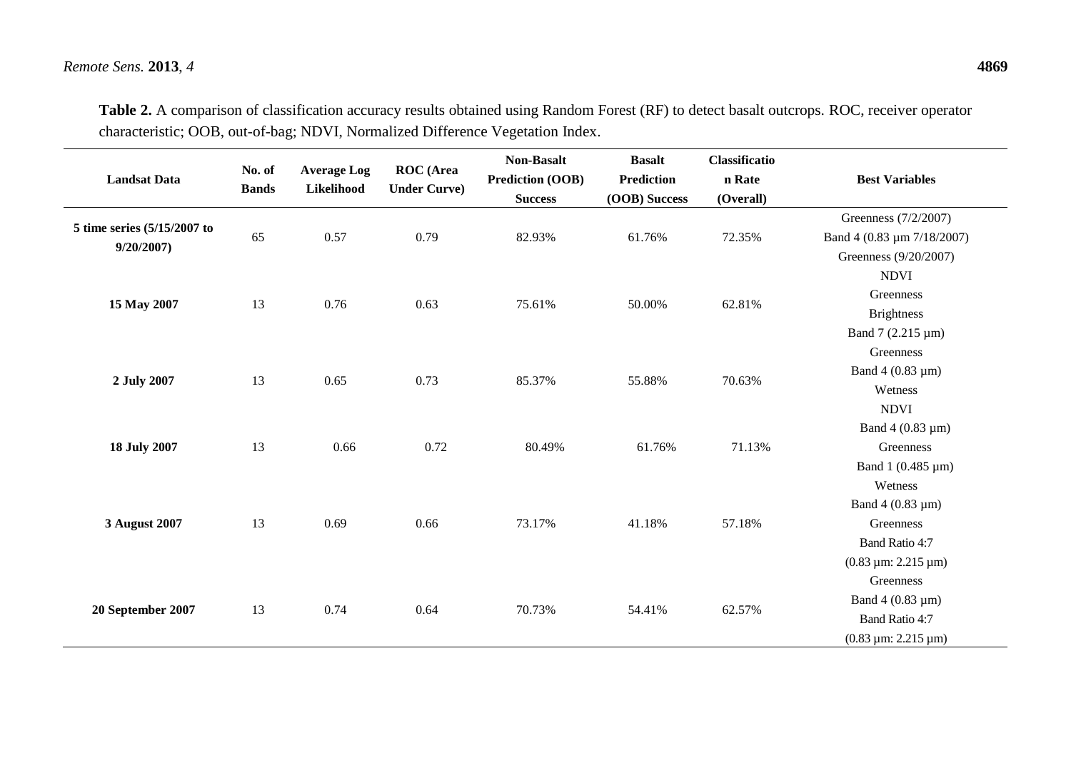**Table 2.** A comparison of classification accuracy results obtained using Random Forest (RF) to detect basalt outcrops. ROC, receiver operator characteristic; OOB, out-of-bag; NDVI, Normalized Difference Vegetation Index.

| Landsat Data | No. of Bands | Average Log Likelihood | ROC (Area Under Curve) | Non-Basalt Prediction (OOB) Success | Basalt Prediction (OOB) Success | Classification Rate (Overall) | Best Variables |
|---|---|---|---|---|---|---|---|
| 5 time series (5/15/2007 to 9/20/2007) | 65 | 0.57 | 0.79 | 82.93% | 61.76% | 72.35% | Greenness (7/2/2007)<br>Band 4 (0.83 µm 7/18/2007)<br>Greenness (9/20/2007) |
| 15 May 2007 | 13 | 0.76 | 0.63 | 75.61% | 50.00% | 62.81% | NDVI<br>Greenness<br>Brightness<br>Band 7 (2.215 µm) |
| 2 July 2007 | 13 | 0.65 | 0.73 | 85.37% | 55.88% | 70.63% | Greenness<br>Band 4 (0.83 µm)<br>Wetness<br>NDVI |
| 18 July 2007 | 13 | 0.66 | 0.72 | 80.49% | 61.76% | 71.13% | Band 4 (0.83 µm)<br>Greenness<br>Band 1 (0.485 µm)<br>Wetness |
| 3 August 2007 | 13 | 0.69 | 0.66 | 73.17% | 41.18% | 57.18% | Band 4 (0.83 µm)<br>Greenness<br>Band Ratio 4:7<br>(0.83 µm: 2.215 µm) |
| 20 September 2007 | 13 | 0.74 | 0.64 | 70.73% | 54.41% | 62.57% | Greenness<br>Band 4 (0.83 µm)<br>Band Ratio 4:7<br>(0.83 µm: 2.215 µm) |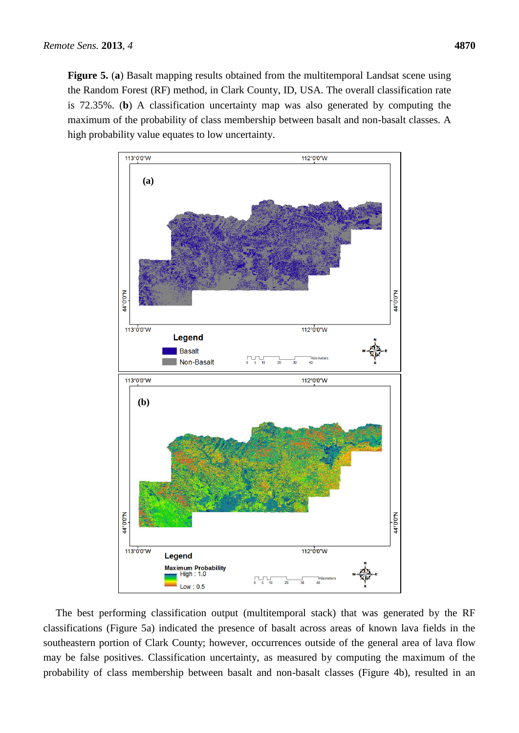**Figure 5.** (**a**) Basalt mapping results obtained from the multitemporal Landsat scene using the Random Forest (RF) method, in Clark County, ID, USA. The overall classification rate is 72.35%. (**b**) A classification uncertainty map was also generated by computing the maximum of the probability of class membership between basalt and non-basalt classes. A high probability value equates to low uncertainty.

The best performing classification output (multitemporal stack) that was generated by the RF classifications (Figure 5a) indicated the presence of basalt across areas of known lava fields in the southeastern portion of Clark County; however, occurrences outside of the general area of lava flow may be false positives. Classification uncertainty, as measured by computing the maximum of the probability of class membership between basalt and non-basalt classes (Figure 4b), resulted in an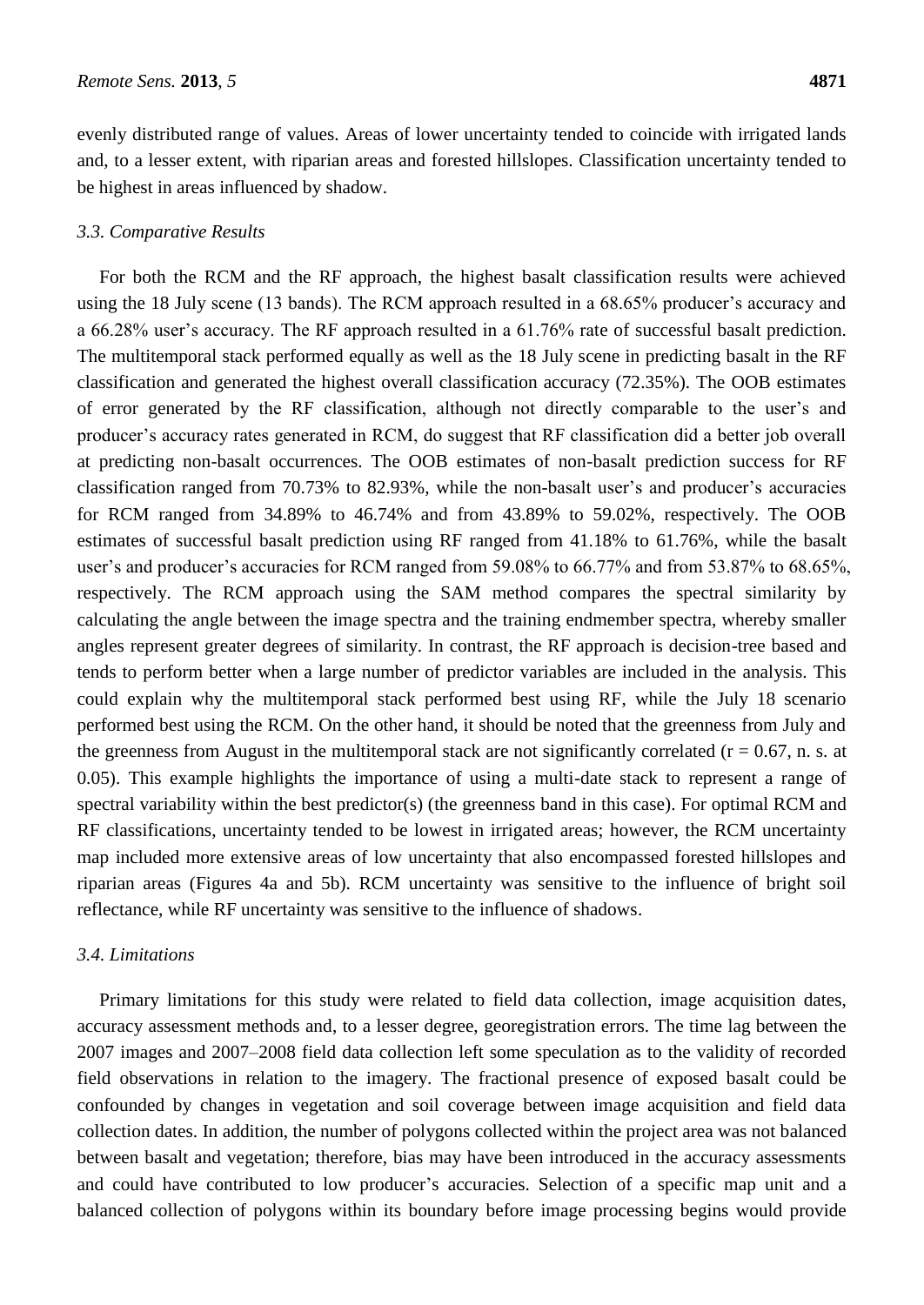evenly distributed range of values. Areas of lower uncertainty tended to coincide with irrigated lands and, to a lesser extent, with riparian areas and forested hillslopes. Classification uncertainty tended to be highest in areas influenced by shadow.

### 3.3. Comparative Results

For both the RCM and the RF approach, the highest basalt classification results were achieved using the 18 July scene (13 bands). The RCM approach resulted in a 68.65% producer's accuracy and a 66.28% user's accuracy. The RF approach resulted in a 61.76% rate of successful basalt prediction. The multitemporal stack performed equally as well as the 18 July scene in predicting basalt in the RF classification and generated the highest overall classification accuracy (72.35%). The OOB estimates of error generated by the RF classification, although not directly comparable to the user's and producer's accuracy rates generated in RCM, do suggest that RF classification did a better job overall at predicting non-basalt occurrences. The OOB estimates of non-basalt prediction success for RF classification ranged from 70.73% to 82.93%, while the non-basalt user's and producer's accuracies for RCM ranged from 34.89% to 46.74% and from 43.89% to 59.02%, respectively. The OOB estimates of successful basalt prediction using RF ranged from 41.18% to 61.76%, while the basalt user's and producer's accuracies for RCM ranged from 59.08% to 66.77% and from 53.87% to 68.65%, respectively. The RCM approach using the SAM method compares the spectral similarity by calculating the angle between the image spectra and the training endmember spectra, whereby smaller angles represent greater degrees of similarity. In contrast, the RF approach is decision-tree based and tends to perform better when a large number of predictor variables are included in the analysis. This could explain why the multitemporal stack performed best using RF, while the July 18 scenario performed best using the RCM. On the other hand, it should be noted that the greenness from July and the greenness from August in the multitemporal stack are not significantly correlated ($r = 0.67$, n. s. at 0.05). This example highlights the importance of using a multi-date stack to represent a range of spectral variability within the best predictor(s) (the greenness band in this case). For optimal RCM and RF classifications, uncertainty tended to be lowest in irrigated areas; however, the RCM uncertainty map included more extensive areas of low uncertainty that also encompassed forested hillslopes and riparian areas (Figures 4a and 5b). RCM uncertainty was sensitive to the influence of bright soil reflectance, while RF uncertainty was sensitive to the influence of shadows.

### 3.4. Limitations

Primary limitations for this study were related to field data collection, image acquisition dates, accuracy assessment methods and, to a lesser degree, georegistration errors. The time lag between the 2007 images and 2007–2008 field data collection left some speculation as to the validity of recorded field observations in relation to the imagery. The fractional presence of exposed basalt could be confounded by changes in vegetation and soil coverage between image acquisition and field data collection dates. In addition, the number of polygons collected within the project area was not balanced between basalt and vegetation; therefore, bias may have been introduced in the accuracy assessments and could have contributed to low producer's accuracies. Selection of a specific map unit and a balanced collection of polygons within its boundary before image processing begins would provide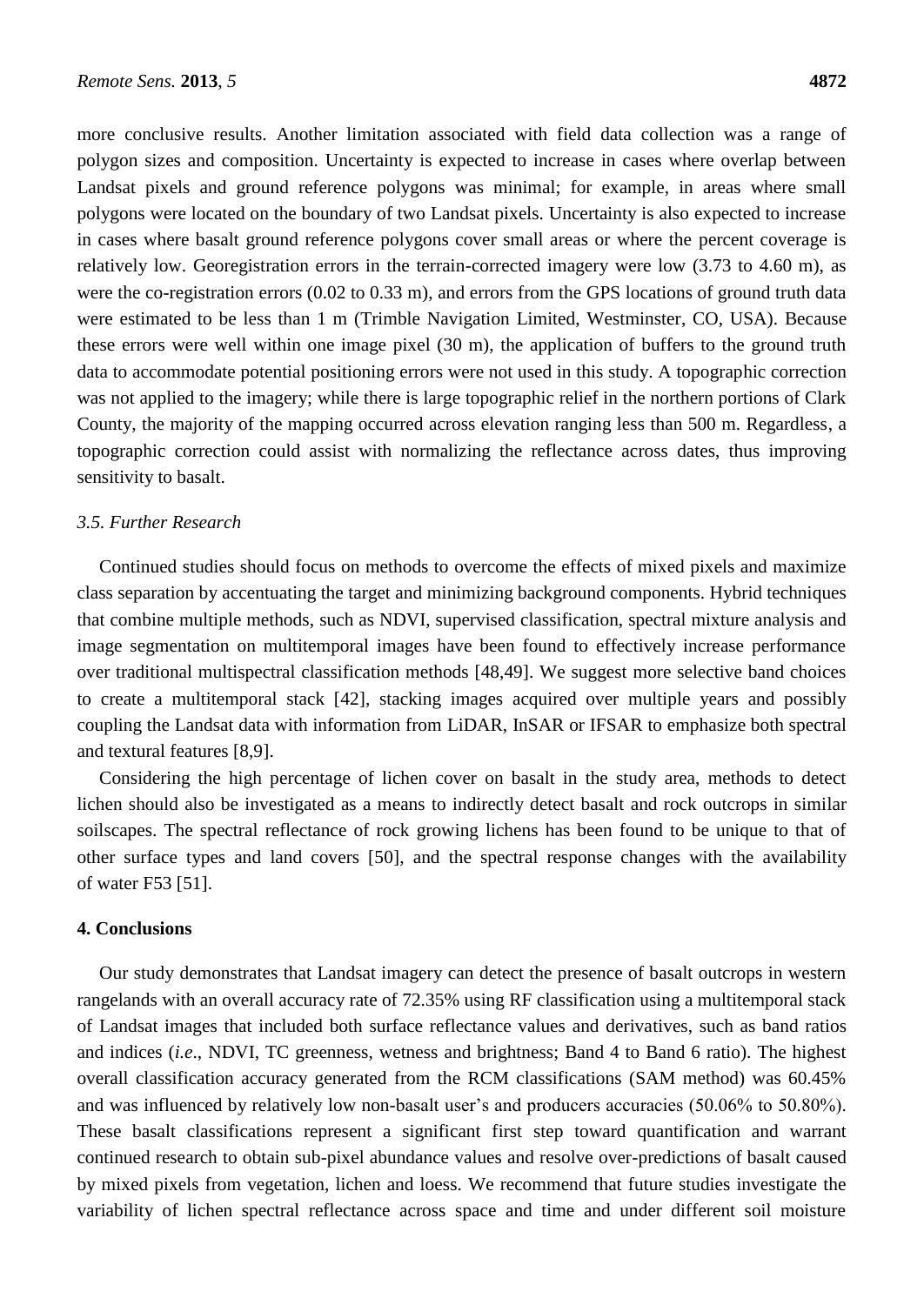more conclusive results. Another limitation associated with field data collection was a range of polygon sizes and composition. Uncertainty is expected to increase in cases where overlap between Landsat pixels and ground reference polygons was minimal; for example, in areas where small polygons were located on the boundary of two Landsat pixels. Uncertainty is also expected to increase in cases where basalt ground reference polygons cover small areas or where the percent coverage is relatively low. Georegistration errors in the terrain-corrected imagery were low (3.73 to 4.60 m), as were the co-registration errors (0.02 to 0.33 m), and errors from the GPS locations of ground truth data were estimated to be less than 1 m (Trimble Navigation Limited, Westminster, CO, USA). Because these errors were well within one image pixel (30 m), the application of buffers to the ground truth data to accommodate potential positioning errors were not used in this study. A topographic correction was not applied to the imagery; while there is large topographic relief in the northern portions of Clark County, the majority of the mapping occurred across elevation ranging less than 500 m. Regardless, a topographic correction could assist with normalizing the reflectance across dates, thus improving sensitivity to basalt.

### *3.5. Further Research*

Continued studies should focus on methods to overcome the effects of mixed pixels and maximize class separation by accentuating the target and minimizing background components. Hybrid techniques that combine multiple methods, such as NDVI, supervised classification, spectral mixture analysis and image segmentation on multitemporal images have been found to effectively increase performance over traditional multispectral classification methods [48,49]. We suggest more selective band choices to create a multitemporal stack [42], stacking images acquired over multiple years and possibly coupling the Landsat data with information from LiDAR, InSAR or IFSAR to emphasize both spectral and textural features [8,9].

Considering the high percentage of lichen cover on basalt in the study area, methods to detect lichen should also be investigated as a means to indirectly detect basalt and rock outcrops in similar soilscapes. The spectral reflectance of rock growing lichens has been found to be unique to that of other surface types and land covers [50], and the spectral response changes with the availability of water F53 [51].

## **4. Conclusions**

Our study demonstrates that Landsat imagery can detect the presence of basalt outcrops in western rangelands with an overall accuracy rate of 72.35% using RF classification using a multitemporal stack of Landsat images that included both surface reflectance values and derivatives, such as band ratios and indices (*i.e*., NDVI, TC greenness, wetness and brightness; Band 4 to Band 6 ratio). The highest overall classification accuracy generated from the RCM classifications (SAM method) was 60.45% and was influenced by relatively low non-basalt user's and producers accuracies (50.06% to 50.80%). These basalt classifications represent a significant first step toward quantification and warrant continued research to obtain sub-pixel abundance values and resolve over-predictions of basalt caused by mixed pixels from vegetation, lichen and loess. We recommend that future studies investigate the variability of lichen spectral reflectance across space and time and under different soil moisture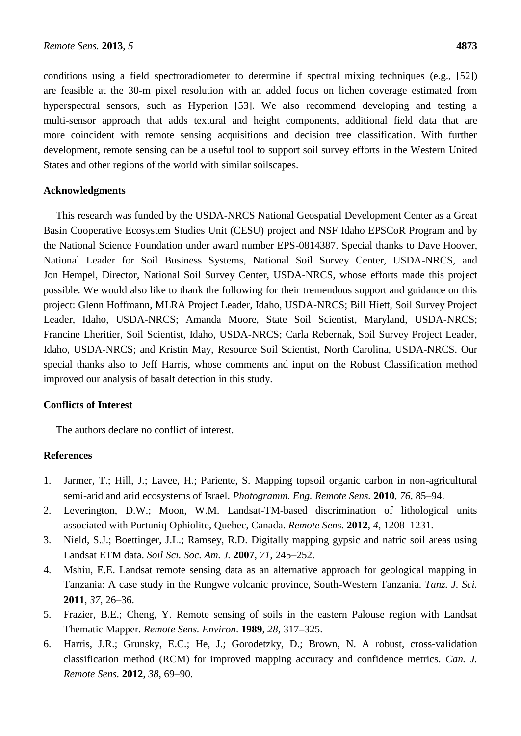conditions using a field spectroradiometer to determine if spectral mixing techniques (e.g., [52]) are feasible at the 30-m pixel resolution with an added focus on lichen coverage estimated from hyperspectral sensors, such as Hyperion [53]. We also recommend developing and testing a multi-sensor approach that adds textural and height components, additional field data that are more coincident with remote sensing acquisitions and decision tree classification. With further development, remote sensing can be a useful tool to support soil survey efforts in the Western United States and other regions of the world with similar soilscapes.

## Acknowledgments

This research was funded by the USDA-NRCS National Geospatial Development Center as a Great Basin Cooperative Ecosystem Studies Unit (CESU) project and NSF Idaho EPSCoR Program and by the National Science Foundation under award number EPS-0814387. Special thanks to Dave Hoover, National Leader for Soil Business Systems, National Soil Survey Center, USDA-NRCS, and Jon Hempel, Director, National Soil Survey Center, USDA-NRCS, whose efforts made this project possible. We would also like to thank the following for their tremendous support and guidance on this project: Glenn Hoffmann, MLRA Project Leader, Idaho, USDA-NRCS; Bill Hiett, Soil Survey Project Leader, Idaho, USDA-NRCS; Amanda Moore, State Soil Scientist, Maryland, USDA-NRCS; Francine Lheritier, Soil Scientist, Idaho, USDA-NRCS; Carla Rebernak, Soil Survey Project Leader, Idaho, USDA-NRCS; and Kristin May, Resource Soil Scientist, North Carolina, USDA-NRCS. Our special thanks also to Jeff Harris, whose comments and input on the Robust Classification method improved our analysis of basalt detection in this study.

## Conflicts of Interest

The authors declare no conflict of interest.

## References

1. Jarmer, T.; Hill, J.; Lavee, H.; Pariente, S. Mapping topsoil organic carbon in non-agricultural semi-arid and arid ecosystems of Israel. *Photogramm. Eng. Remote Sens.* **2010**, *76*, 85–94.
2. Leverington, D.W.; Moon, W.M. Landsat-TM-based discrimination of lithological units associated with Purtuniq Ophiolite, Quebec, Canada. *Remote Sens.* **2012**, *4*, 1208–1231.
3. Nield, S.J.; Boettinger, J.L.; Ramsey, R.D. Digitally mapping gypsic and natric soil areas using Landsat ETM data. *Soil Sci. Soc. Am. J.* **2007**, *71*, 245–252.
4. Mshiu, E.E. Landsat remote sensing data as an alternative approach for geological mapping in Tanzania: A case study in the Rungwe volcanic province, South-Western Tanzania. *Tanz. J. Sci.* **2011**, *37*, 26–36.
5. Frazier, B.E.; Cheng, Y. Remote sensing of soils in the eastern Palouse region with Landsat Thematic Mapper. *Remote Sens. Environ*. **1989**, *28*, 317–325.
6. Harris, J.R.; Grunsky, E.C.; He, J.; Gorodetzky, D.; Brown, N. A robust, cross-validation classification method (RCM) for improved mapping accuracy and confidence metrics. *Can. J. Remote Sens.* **2012**, *38*, 69–90.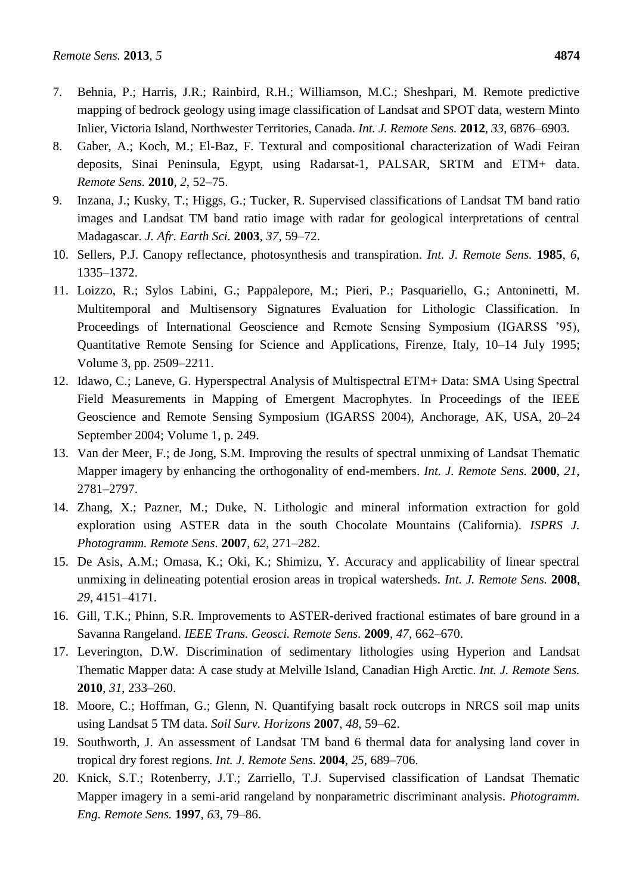7. Behnia, P.; Harris, J.R.; Rainbird, R.H.; Williamson, M.C.; Sheshpari, M. Remote predictive mapping of bedrock geology using image classification of Landsat and SPOT data, western Minto Inlier, Victoria Island, Northwester Territories, Canada. *Int. J. Remote Sens.* **2012**, *33*, 6876–6903.
8. Gaber, A.; Koch, M.; El-Baz, F. Textural and compositional characterization of Wadi Feiran deposits, Sinai Peninsula, Egypt, using Radarsat-1, PALSAR, SRTM and ETM+ data. *Remote Sens.* **2010**, *2*, 52–75.
9. Inzana, J.; Kusky, T.; Higgs, G.; Tucker, R. Supervised classifications of Landsat TM band ratio images and Landsat TM band ratio image with radar for geological interpretations of central Madagascar. *J. Afr. Earth Sci.* **2003**, *37*, 59–72.
10. Sellers, P.J. Canopy reflectance, photosynthesis and transpiration. *Int. J. Remote Sens.* **1985**, *6*, 1335–1372.
11. Loizzo, R.; Sylos Labini, G.; Pappalepore, M.; Pieri, P.; Pasquariello, G.; Antoninetti, M. Multitemporal and Multisensory Signatures Evaluation for Lithologic Classification. In Proceedings of International Geoscience and Remote Sensing Symposium (IGARSS '95), Quantitative Remote Sensing for Science and Applications, Firenze, Italy, 10–14 July 1995; Volume 3, pp. 2509–2211.
12. Idawo, C.; Laneve, G. Hyperspectral Analysis of Multispectral ETM+ Data: SMA Using Spectral Field Measurements in Mapping of Emergent Macrophytes. In Proceedings of the IEEE Geoscience and Remote Sensing Symposium (IGARSS 2004), Anchorage, AK, USA, 20–24 September 2004; Volume 1, p. 249.
13. Van der Meer, F.; de Jong, S.M. Improving the results of spectral unmixing of Landsat Thematic Mapper imagery by enhancing the orthogonality of end-members. *Int. J. Remote Sens.* **2000**, *21*, 2781–2797.
14. Zhang, X.; Pazner, M.; Duke, N. Lithologic and mineral information extraction for gold exploration using ASTER data in the south Chocolate Mountains (California). *ISPRS J. Photogramm. Remote Sens.* **2007**, *62*, 271–282.
15. De Asis, A.M.; Omasa, K.; Oki, K.; Shimizu, Y. Accuracy and applicability of linear spectral unmixing in delineating potential erosion areas in tropical watersheds. *Int. J. Remote Sens.* **2008**, *29*, 4151–4171.
16. Gill, T.K.; Phinn, S.R. Improvements to ASTER-derived fractional estimates of bare ground in a Savanna Rangeland. *IEEE Trans. Geosci. Remote Sens.* **2009**, *47*, 662–670.
17. Leverington, D.W. Discrimination of sedimentary lithologies using Hyperion and Landsat Thematic Mapper data: A case study at Melville Island, Canadian High Arctic. *Int. J. Remote Sens.* **2010**, *31*, 233–260.
18. Moore, C.; Hoffman, G.; Glenn, N. Quantifying basalt rock outcrops in NRCS soil map units using Landsat 5 TM data. *Soil Surv. Horizons* **2007**, *48*, 59–62.
19. Southworth, J. An assessment of Landsat TM band 6 thermal data for analysing land cover in tropical dry forest regions. *Int. J. Remote Sens.* **2004**, *25*, 689–706.
20. Knick, S.T.; Rotenberry, J.T.; Zarriello, T.J. Supervised classification of Landsat Thematic Mapper imagery in a semi-arid rangeland by nonparametric discriminant analysis. *Photogramm. Eng. Remote Sens.* **1997**, *63*, 79–86.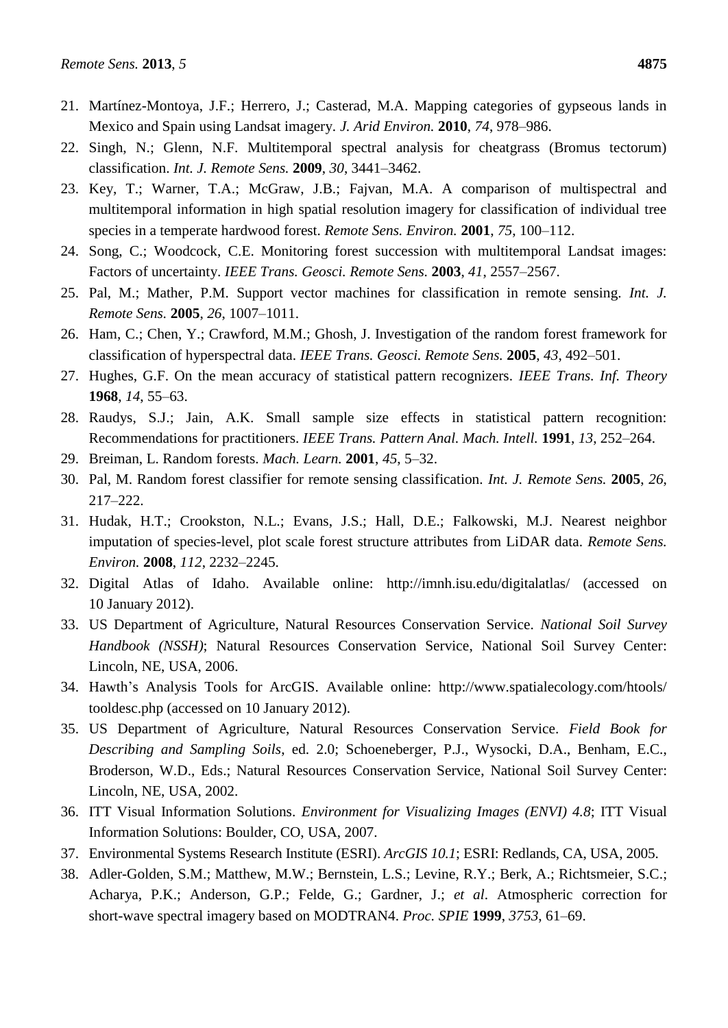21. Martínez-Montoya, J.F.; Herrero, J.; Casterad, M.A. Mapping categories of gypseous lands in Mexico and Spain using Landsat imagery. *J. Arid Environ.* **2010**, *74*, 978–986.
22. Singh, N.; Glenn, N.F. Multitemporal spectral analysis for cheatgrass (Bromus tectorum) classification. *Int. J. Remote Sens.* **2009**, *30*, 3441–3462.
23. Key, T.; Warner, T.A.; McGraw, J.B.; Fajvan, M.A. A comparison of multispectral and multitemporal information in high spatial resolution imagery for classification of individual tree species in a temperate hardwood forest. *Remote Sens. Environ.* **2001**, *75*, 100–112.
24. Song, C.; Woodcock, C.E. Monitoring forest succession with multitemporal Landsat images: Factors of uncertainty. *IEEE Trans. Geosci. Remote Sens.* **2003**, *41*, 2557–2567.
25. Pal, M.; Mather, P.M. Support vector machines for classification in remote sensing. *Int. J. Remote Sens.* **2005**, *26*, 1007–1011.
26. Ham, C.; Chen, Y.; Crawford, M.M.; Ghosh, J. Investigation of the random forest framework for classification of hyperspectral data. *IEEE Trans. Geosci. Remote Sens.* **2005**, *43*, 492–501.
27. Hughes, G.F. On the mean accuracy of statistical pattern recognizers. *IEEE Trans. Inf. Theory* **1968**, *14*, 55–63.
28. Raudys, S.J.; Jain, A.K. Small sample size effects in statistical pattern recognition: Recommendations for practitioners. *IEEE Trans. Pattern Anal. Mach. Intell.* **1991**, *13*, 252–264.
29. Breiman, L. Random forests. *Mach. Learn.* **2001**, *45*, 5–32.
30. Pal, M. Random forest classifier for remote sensing classification. *Int. J. Remote Sens.* **2005**, *26*, 217–222.
31. Hudak, H.T.; Crookston, N.L.; Evans, J.S.; Hall, D.E.; Falkowski, M.J. Nearest neighbor imputation of species-level, plot scale forest structure attributes from LiDAR data. *Remote Sens. Environ.* **2008**, *112*, 2232–2245.
32. Digital Atlas of Idaho. Available online: http://imnh.isu.edu/digitalatlas/ (accessed on 10 January 2012).
33. US Department of Agriculture, Natural Resources Conservation Service. *National Soil Survey Handbook (NSSH)*; Natural Resources Conservation Service, National Soil Survey Center: Lincoln, NE, USA, 2006.
34. Hawth's Analysis Tools for ArcGIS. Available online: http://www.spatialecology.com/htools/tooldesc.php (accessed on 10 January 2012).
35. US Department of Agriculture, Natural Resources Conservation Service. *Field Book for Describing and Sampling Soils*, ed. 2.0; Schoeneberger, P.J., Wysocki, D.A., Benham, E.C., Broderson, W.D., Eds.; Natural Resources Conservation Service, National Soil Survey Center: Lincoln, NE, USA, 2002.
36. ITT Visual Information Solutions. *Environment for Visualizing Images (ENVI) 4.8*; ITT Visual Information Solutions: Boulder, CO, USA, 2007.
37. Environmental Systems Research Institute (ESRI). *ArcGIS 10.1*; ESRI: Redlands, CA, USA, 2005.
38. Adler-Golden, S.M.; Matthew, M.W.; Bernstein, L.S.; Levine, R.Y.; Berk, A.; Richtsmeier, S.C.; Acharya, P.K.; Anderson, G.P.; Felde, G.; Gardner, J.; *et al*. Atmospheric correction for short-wave spectral imagery based on MODTRAN4. *Proc. SPIE* **1999**, *3753*, 61–69.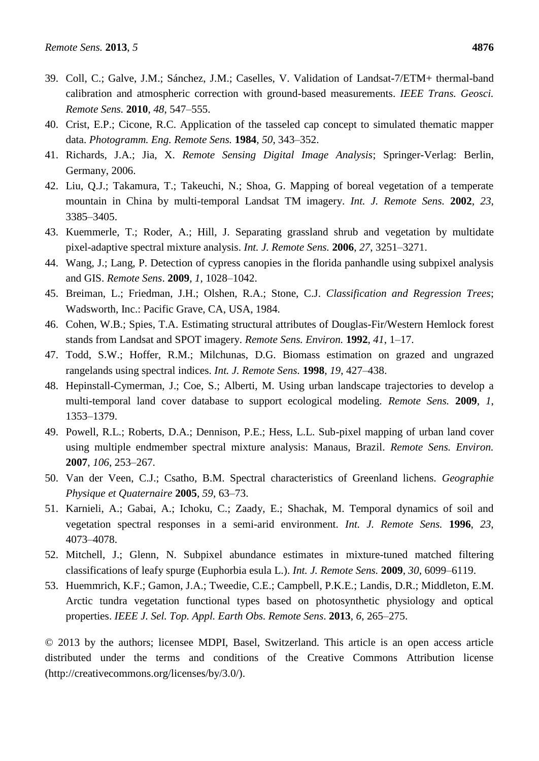39. Coll, C.; Galve, J.M.; Sánchez, J.M.; Caselles, V. Validation of Landsat-7/ETM+ thermal-band calibration and atmospheric correction with ground-based measurements. *IEEE Trans. Geosci. Remote Sens.* **2010**, *48*, 547–555.
40. Crist, E.P.; Cicone, R.C. Application of the tasseled cap concept to simulated thematic mapper data. *Photogramm. Eng. Remote Sens.* **1984**, *50*, 343–352.
41. Richards, J.A.; Jia, X. *Remote Sensing Digital Image Analysis*; Springer-Verlag: Berlin, Germany, 2006.
42. Liu, Q.J.; Takamura, T.; Takeuchi, N.; Shoa, G. Mapping of boreal vegetation of a temperate mountain in China by multi-temporal Landsat TM imagery. *Int. J. Remote Sens.* **2002**, *23*, 3385–3405.
43. Kuemmerle, T.; Roder, A.; Hill, J. Separating grassland shrub and vegetation by multidate pixel-adaptive spectral mixture analysis. *Int. J. Remote Sens.* **2006**, *27*, 3251–3271.
44. Wang, J.; Lang, P. Detection of cypress canopies in the florida panhandle using subpixel analysis and GIS. *Remote Sens*. **2009**, *1*, 1028–1042.
45. Breiman, L.; Friedman, J.H.; Olshen, R.A.; Stone, C.J. *Classification and Regression Trees*; Wadsworth, Inc.: Pacific Grave, CA, USA, 1984.
46. Cohen, W.B.; Spies, T.A. Estimating structural attributes of Douglas-Fir/Western Hemlock forest stands from Landsat and SPOT imagery. *Remote Sens. Environ.* **1992**, *41*, 1–17.
47. Todd, S.W.; Hoffer, R.M.; Milchunas, D.G. Biomass estimation on grazed and ungrazed rangelands using spectral indices. *Int. J. Remote Sens.* **1998**, *19*, 427–438.
48. Hepinstall-Cymerman, J.; Coe, S.; Alberti, M. Using urban landscape trajectories to develop a multi-temporal land cover database to support ecological modeling. *Remote Sens.* **2009**, *1*, 1353–1379.
49. Powell, R.L.; Roberts, D.A.; Dennison, P.E.; Hess, L.L. Sub-pixel mapping of urban land cover using multiple endmember spectral mixture analysis: Manaus, Brazil. *Remote Sens. Environ.* **2007**, *106*, 253–267.
50. Van der Veen, C.J.; Csatho, B.M. Spectral characteristics of Greenland lichens. *Geographie Physique et Quaternaire* **2005**, *59*, 63–73.
51. Karnieli, A.; Gabai, A.; Ichoku, C.; Zaady, E.; Shachak, M. Temporal dynamics of soil and vegetation spectral responses in a semi-arid environment. *Int. J. Remote Sens.* **1996**, *23*, 4073–4078.
52. Mitchell, J.; Glenn, N. Subpixel abundance estimates in mixture-tuned matched filtering classifications of leafy spurge (Euphorbia esula L.). *Int. J. Remote Sens.* **2009**, *30*, 6099–6119.
53. Huemmrich, K.F.; Gamon, J.A.; Tweedie, C.E.; Campbell, P.K.E.; Landis, D.R.; Middleton, E.M. Arctic tundra vegetation functional types based on photosynthetic physiology and optical properties. *IEEE J. Sel. Top. Appl. Earth Obs. Remote Sens*. **2013**, *6*, 265–275.

© 2013 by the authors; licensee MDPI, Basel, Switzerland. This article is an open access article distributed under the terms and conditions of the Creative Commons Attribution license (http://creativecommons.org/licenses/by/3.0/).